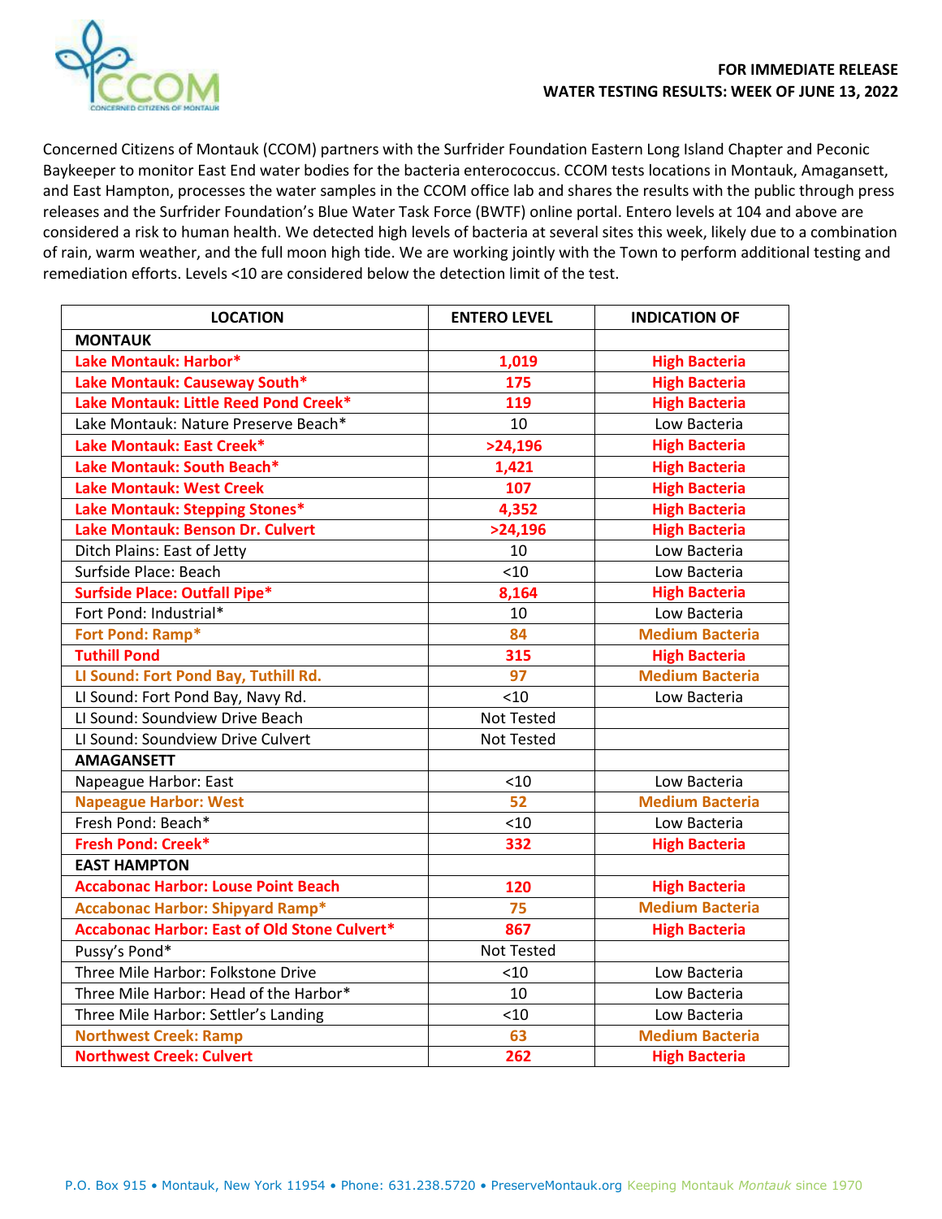**FOR IMMEDIATE RELEASE**
**WATER TESTING RESULTS: WEEK OF JUNE 13, 2022**

Concerned Citizens of Montauk (CCOM) partners with the Surfrider Foundation Eastern Long Island Chapter and Peconic Baykeeper to monitor East End water bodies for the bacteria enterococcus. CCOM tests locations in Montauk, Amagansett, and East Hampton, processes the water samples in the CCOM office lab and shares the results with the public through press releases and the Surfrider Foundation's Blue Water Task Force (BWTF) online portal. Entero levels at 104 and above are considered a risk to human health. We detected high levels of bacteria at several sites this week, likely due to a combination of rain, warm weather, and the full moon high tide. We are working jointly with the Town to perform additional testing and remediation efforts. Levels <10 are considered below the detection limit of the test.

| LOCATION | ENTERO LEVEL | INDICATION OF |
|---|---|---|
| **MONTAUK** | | |
| **Lake Montauk: Harbor*** | **1,019** | **High Bacteria** |
| **Lake Montauk: Causeway South*** | **175** | **High Bacteria** |
| **Lake Montauk: Little Reed Pond Creek*** | **119** | **High Bacteria** |
| Lake Montauk: Nature Preserve Beach* | 10 | Low Bacteria |
| **Lake Montauk: East Creek*** | **>24,196** | **High Bacteria** |
| **Lake Montauk: South Beach*** | **1,421** | **High Bacteria** |
| **Lake Montauk: West Creek** | **107** | **High Bacteria** |
| **Lake Montauk: Stepping Stones*** | **4,352** | **High Bacteria** |
| **Lake Montauk: Benson Dr. Culvert** | **>24,196** | **High Bacteria** |
| Ditch Plains: East of Jetty | 10 | Low Bacteria |
| Surfside Place: Beach | <10 | Low Bacteria |
| **Surfside Place: Outfall Pipe*** | **8,164** | **High Bacteria** |
| Fort Pond: Industrial* | 10 | Low Bacteria |
| **Fort Pond: Ramp*** | **84** | **Medium Bacteria** |
| **Tuthill Pond** | **315** | **High Bacteria** |
| **LI Sound: Fort Pond Bay, Tuthill Rd.** | **97** | **Medium Bacteria** |
| LI Sound: Fort Pond Bay, Navy Rd. | <10 | Low Bacteria |
| LI Sound: Soundview Drive Beach | Not Tested | |
| LI Sound: Soundview Drive Culvert | Not Tested | |
| **AMAGANSETT** | | |
| Napeague Harbor: East | <10 | Low Bacteria |
| **Napeague Harbor: West** | **52** | **Medium Bacteria** |
| Fresh Pond: Beach* | <10 | Low Bacteria |
| **Fresh Pond: Creek*** | **332** | **High Bacteria** |
| **EAST HAMPTON** | | |
| **Accabonac Harbor: Louse Point Beach** | **120** | **High Bacteria** |
| **Accabonac Harbor: Shipyard Ramp*** | **75** | **Medium Bacteria** |
| **Accabonac Harbor: East of Old Stone Culvert*** | **867** | **High Bacteria** |
| Pussy's Pond* | Not Tested | |
| Three Mile Harbor: Folkstone Drive | <10 | Low Bacteria |
| Three Mile Harbor: Head of the Harbor* | 10 | Low Bacteria |
| Three Mile Harbor: Settler's Landing | <10 | Low Bacteria |
| **Northwest Creek: Ramp** | **63** | **Medium Bacteria** |
| **Northwest Creek: Culvert** | **262** | **High Bacteria** |

P.O. Box 915 • Montauk, New York 11954 • Phone: 631.238.5720 • PreserveMontauk.org Keeping Montauk *Montauk* since 1970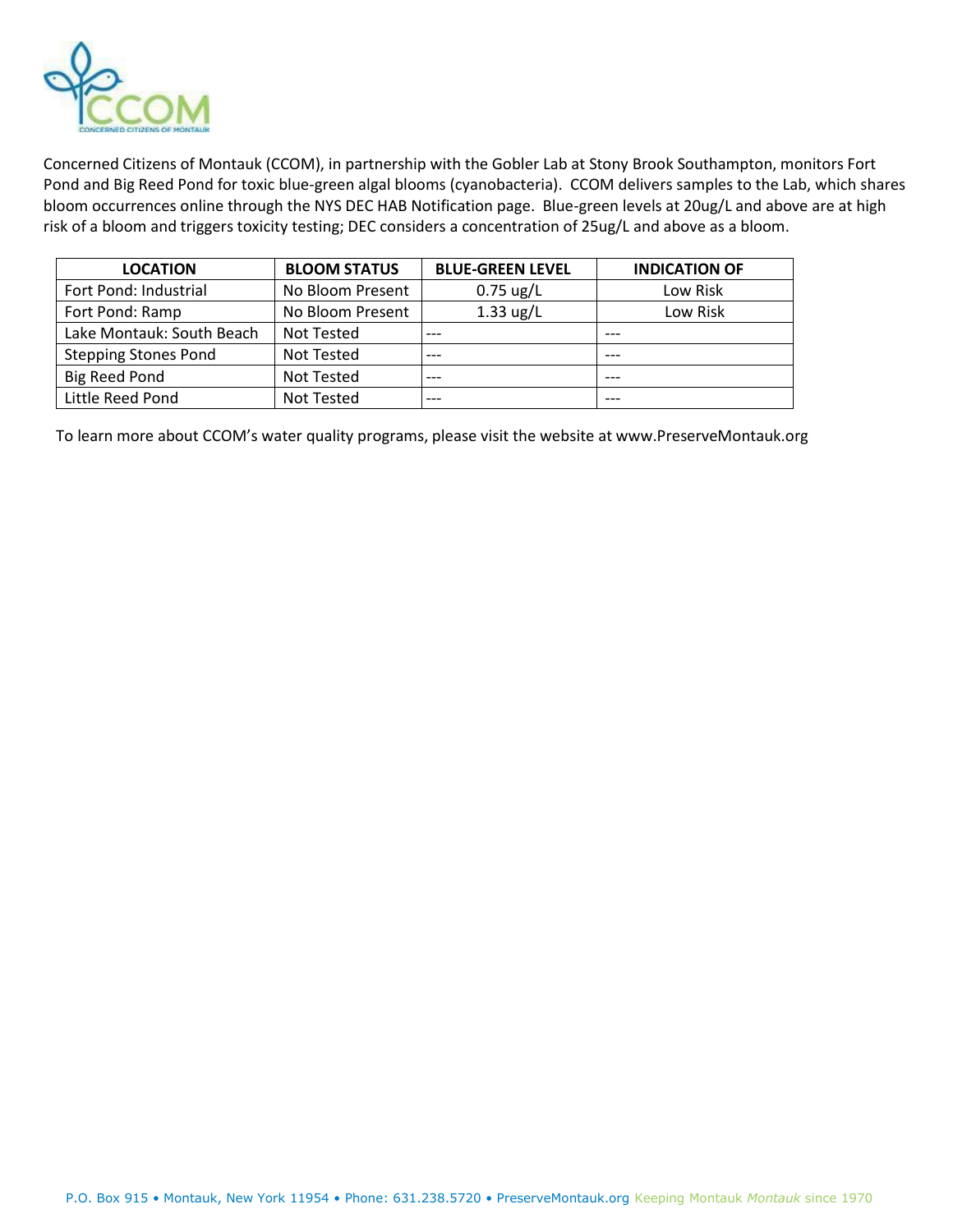Concerned Citizens of Montauk (CCOM), in partnership with the Gobler Lab at Stony Brook Southampton, monitors Fort Pond and Big Reed Pond for toxic blue-green algal blooms (cyanobacteria). CCOM delivers samples to the Lab, which shares bloom occurrences online through the NYS DEC HAB Notification page. Blue-green levels at 20ug/L and above are at high risk of a bloom and triggers toxicity testing; DEC considers a concentration of 25ug/L and above as a bloom.

| LOCATION | BLOOM STATUS | BLUE-GREEN LEVEL | INDICATION OF |
|---|---|---|---|
| Fort Pond: Industrial | No Bloom Present | 0.75 ug/L | Low Risk |
| Fort Pond: Ramp | No Bloom Present | 1.33 ug/L | Low Risk |
| Lake Montauk: South Beach | Not Tested | --- | --- |
| Stepping Stones Pond | Not Tested | --- | --- |
| Big Reed Pond | Not Tested | --- | --- |
| Little Reed Pond | Not Tested | --- | --- |

To learn more about CCOM's water quality programs, please visit the website at www.PreserveMontauk.org